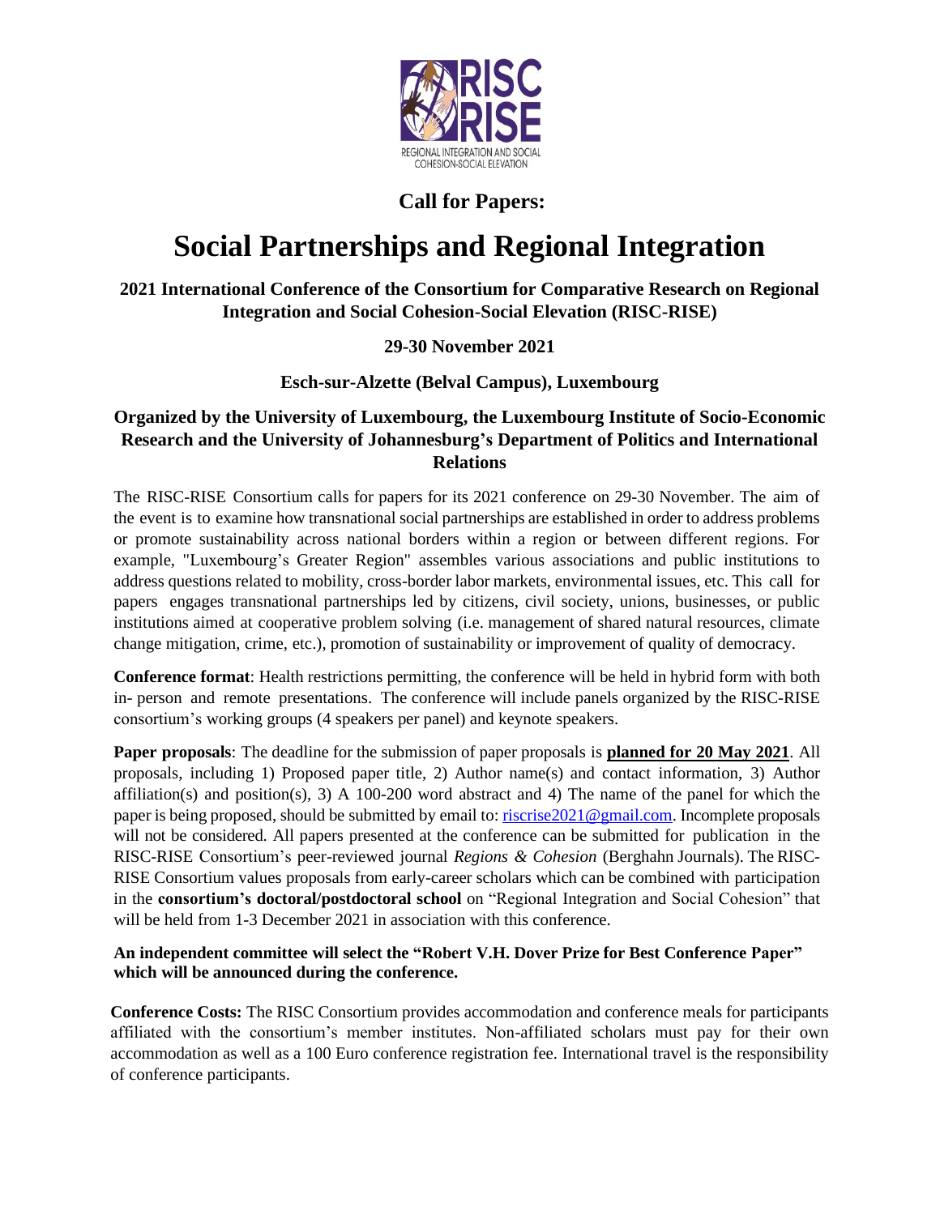RISC RISE

REGIONAL INTEGRATION AND SOCIAL COHESION-SOCIAL ELEVATION

## Call for Papers:

# Social Partnerships and Regional Integration

### 2021 International Conference of the Consortium for Comparative Research on Regional Integration and Social Cohesion-Social Elevation (RISC-RISE)

### 29-30 November 2021

### Esch-sur-Alzette (Belval Campus), Luxembourg

### Organized by the University of Luxembourg, the Luxembourg Institute of Socio-Economic Research and the University of Johannesburg's Department of Politics and International Relations

The RISC-RISE Consortium calls for papers for its 2021 conference on 29-30 November. The aim of the event is to examine how transnational social partnerships are established in order to address problems or promote sustainability across national borders within a region or between different regions. For example, "Luxembourg's Greater Region" assembles various associations and public institutions to address questions related to mobility, cross-border labor markets, environmental issues, etc. This call for papers engages transnational partnerships led by citizens, civil society, unions, businesses, or public institutions aimed at cooperative problem solving (i.e. management of shared natural resources, climate change mitigation, crime, etc.), promotion of sustainability or improvement of quality of democracy.

**Conference format**: Health restrictions permitting, the conference will be held in hybrid form with both in- person and remote presentations. The conference will include panels organized by the RISC-RISE consortium's working groups (4 speakers per panel) and keynote speakers.

**Paper proposals**: The deadline for the submission of paper proposals is **planned for 20 May 2021**. All proposals, including 1) Proposed paper title, 2) Author name(s) and contact information, 3) Author affiliation(s) and position(s), 3) A 100-200 word abstract and 4) The name of the panel for which the paper is being proposed, should be submitted by email to: riscrise2021@gmail.com. Incomplete proposals will not be considered. All papers presented at the conference can be submitted for publication in the RISC-RISE Consortium's peer-reviewed journal *Regions & Cohesion* (Berghahn Journals). The RISC-RISE Consortium values proposals from early-career scholars which can be combined with participation in the **consortium's doctoral/postdoctoral school** on "Regional Integration and Social Cohesion" that will be held from 1-3 December 2021 in association with this conference.

**An independent committee will select the "Robert V.H. Dover Prize for Best Conference Paper" which will be announced during the conference.**

**Conference Costs:** The RISC Consortium provides accommodation and conference meals for participants affiliated with the consortium's member institutes. Non-affiliated scholars must pay for their own accommodation as well as a 100 Euro conference registration fee. International travel is the responsibility of conference participants.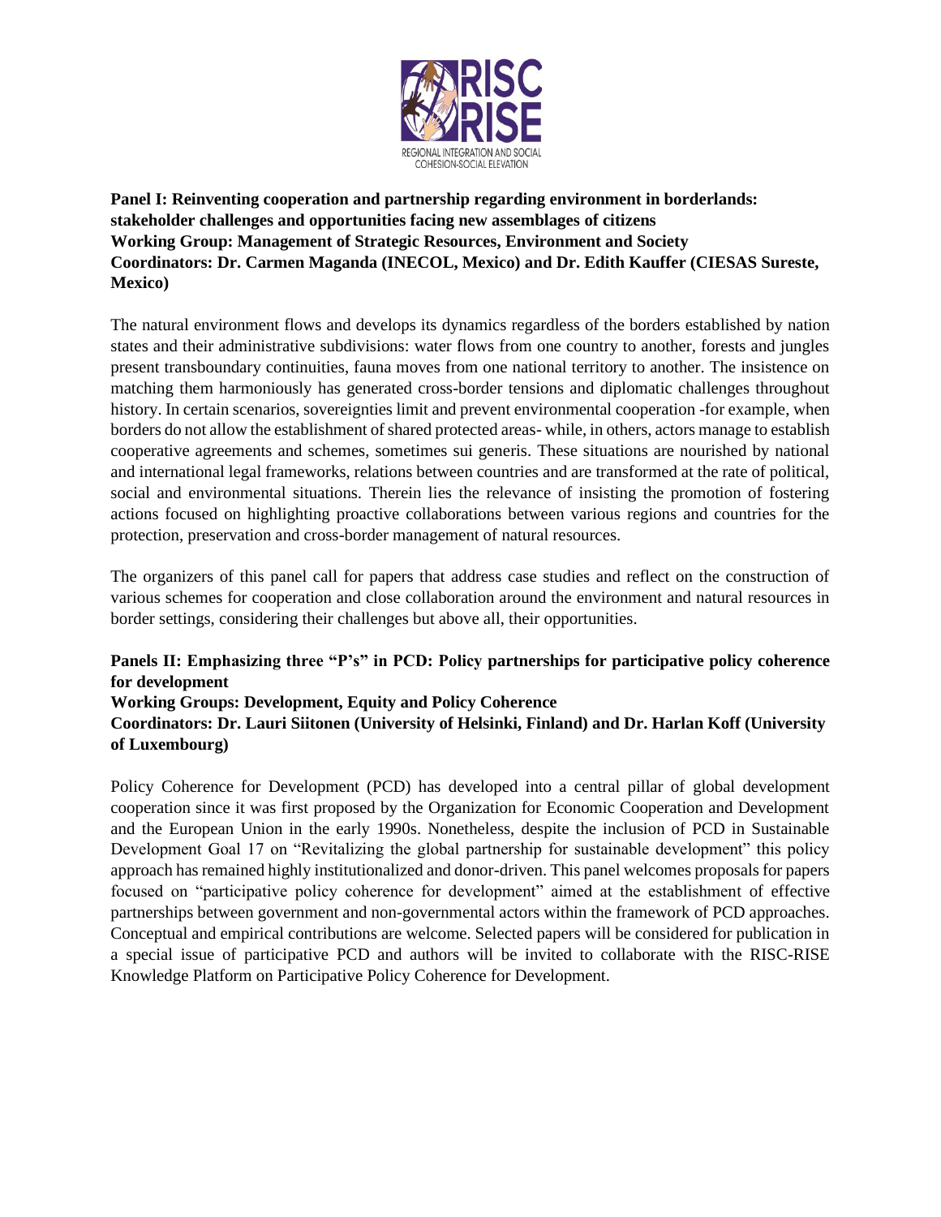**Panel I: Reinventing cooperation and partnership regarding environment in borderlands: stakeholder challenges and opportunities facing new assemblages of citizens**
**Working Group: Management of Strategic Resources, Environment and Society**
**Coordinators: Dr. Carmen Maganda (INECOL, Mexico) and Dr. Edith Kauffer (CIESAS Sureste, Mexico)**

The natural environment flows and develops its dynamics regardless of the borders established by nation states and their administrative subdivisions: water flows from one country to another, forests and jungles present transboundary continuities, fauna moves from one national territory to another. The insistence on matching them harmoniously has generated cross-border tensions and diplomatic challenges throughout history. In certain scenarios, sovereignties limit and prevent environmental cooperation -for example, when borders do not allow the establishment of shared protected areas- while, in others, actors manage to establish cooperative agreements and schemes, sometimes sui generis. These situations are nourished by national and international legal frameworks, relations between countries and are transformed at the rate of political, social and environmental situations. Therein lies the relevance of insisting the promotion of fostering actions focused on highlighting proactive collaborations between various regions and countries for the protection, preservation and cross-border management of natural resources.

The organizers of this panel call for papers that address case studies and reflect on the construction of various schemes for cooperation and close collaboration around the environment and natural resources in border settings, considering their challenges but above all, their opportunities.

**Panels II: Emphasizing three "P's" in PCD: Policy partnerships for participative policy coherence for development**
**Working Groups: Development, Equity and Policy Coherence**
**Coordinators: Dr. Lauri Siitonen (University of Helsinki, Finland) and Dr. Harlan Koff (University of Luxembourg)**

Policy Coherence for Development (PCD) has developed into a central pillar of global development cooperation since it was first proposed by the Organization for Economic Cooperation and Development and the European Union in the early 1990s. Nonetheless, despite the inclusion of PCD in Sustainable Development Goal 17 on "Revitalizing the global partnership for sustainable development" this policy approach has remained highly institutionalized and donor-driven. This panel welcomes proposals for papers focused on "participative policy coherence for development" aimed at the establishment of effective partnerships between government and non-governmental actors within the framework of PCD approaches. Conceptual and empirical contributions are welcome. Selected papers will be considered for publication in a special issue of participative PCD and authors will be invited to collaborate with the RISC-RISE Knowledge Platform on Participative Policy Coherence for Development.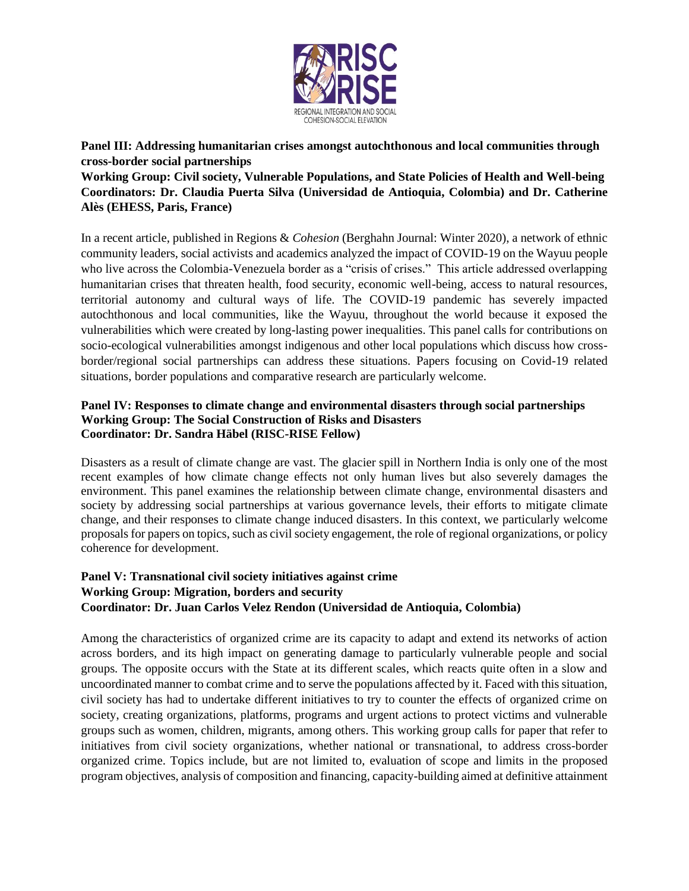**Panel III: Addressing humanitarian crises amongst autochthonous and local communities through cross-border social partnerships**
**Working Group: Civil society, Vulnerable Populations, and State Policies of Health and Well-being**
**Coordinators: Dr. Claudia Puerta Silva (Universidad de Antioquia, Colombia) and Dr. Catherine Alès (EHESS, Paris, France)**

In a recent article, published in Regions & *Cohesion* (Berghahn Journal: Winter 2020), a network of ethnic community leaders, social activists and academics analyzed the impact of COVID-19 on the Wayuu people who live across the Colombia-Venezuela border as a "crisis of crises." This article addressed overlapping humanitarian crises that threaten health, food security, economic well-being, access to natural resources, territorial autonomy and cultural ways of life. The COVID-19 pandemic has severely impacted autochthonous and local communities, like the Wayuu, throughout the world because it exposed the vulnerabilities which were created by long-lasting power inequalities. This panel calls for contributions on socio-ecological vulnerabilities amongst indigenous and other local populations which discuss how cross-border/regional social partnerships can address these situations. Papers focusing on Covid-19 related situations, border populations and comparative research are particularly welcome.

**Panel IV: Responses to climate change and environmental disasters through social partnerships**
**Working Group: The Social Construction of Risks and Disasters**
**Coordinator: Dr. Sandra Häbel (RISC-RISE Fellow)**

Disasters as a result of climate change are vast. The glacier spill in Northern India is only one of the most recent examples of how climate change effects not only human lives but also severely damages the environment. This panel examines the relationship between climate change, environmental disasters and society by addressing social partnerships at various governance levels, their efforts to mitigate climate change, and their responses to climate change induced disasters. In this context, we particularly welcome proposals for papers on topics, such as civil society engagement, the role of regional organizations, or policy coherence for development.

**Panel V: Transnational civil society initiatives against crime**
**Working Group: Migration, borders and security**
**Coordinator: Dr. Juan Carlos Velez Rendon (Universidad de Antioquia, Colombia)**

Among the characteristics of organized crime are its capacity to adapt and extend its networks of action across borders, and its high impact on generating damage to particularly vulnerable people and social groups. The opposite occurs with the State at its different scales, which reacts quite often in a slow and uncoordinated manner to combat crime and to serve the populations affected by it. Faced with this situation, civil society has had to undertake different initiatives to try to counter the effects of organized crime on society, creating organizations, platforms, programs and urgent actions to protect victims and vulnerable groups such as women, children, migrants, among others. This working group calls for paper that refer to initiatives from civil society organizations, whether national or transnational, to address cross-border organized crime. Topics include, but are not limited to, evaluation of scope and limits in the proposed program objectives, analysis of composition and financing, capacity-building aimed at definitive attainment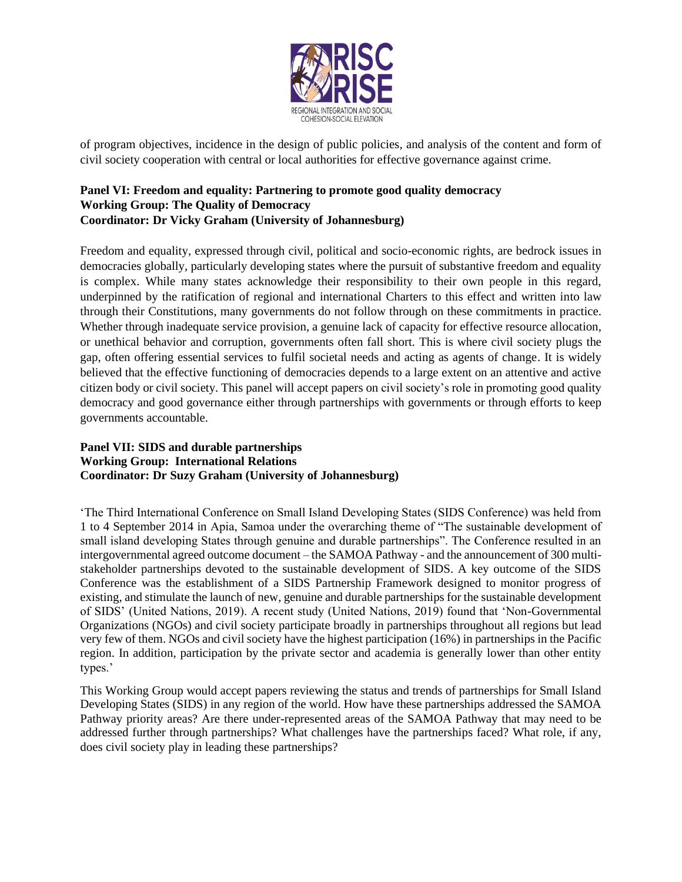of program objectives, incidence in the design of public policies, and analysis of the content and form of civil society cooperation with central or local authorities for effective governance against crime.

**Panel VI: Freedom and equality: Partnering to promote good quality democracy**
**Working Group: The Quality of Democracy**
**Coordinator: Dr Vicky Graham (University of Johannesburg)**

Freedom and equality, expressed through civil, political and socio-economic rights, are bedrock issues in democracies globally, particularly developing states where the pursuit of substantive freedom and equality is complex. While many states acknowledge their responsibility to their own people in this regard, underpinned by the ratification of regional and international Charters to this effect and written into law through their Constitutions, many governments do not follow through on these commitments in practice. Whether through inadequate service provision, a genuine lack of capacity for effective resource allocation, or unethical behavior and corruption, governments often fall short. This is where civil society plugs the gap, often offering essential services to fulfil societal needs and acting as agents of change. It is widely believed that the effective functioning of democracies depends to a large extent on an attentive and active citizen body or civil society. This panel will accept papers on civil society's role in promoting good quality democracy and good governance either through partnerships with governments or through efforts to keep governments accountable.

**Panel VII: SIDS and durable partnerships**
**Working Group: International Relations**
**Coordinator: Dr Suzy Graham (University of Johannesburg)**

'The Third International Conference on Small Island Developing States (SIDS Conference) was held from 1 to 4 September 2014 in Apia, Samoa under the overarching theme of "The sustainable development of small island developing States through genuine and durable partnerships". The Conference resulted in an intergovernmental agreed outcome document – the SAMOA Pathway - and the announcement of 300 multi-stakeholder partnerships devoted to the sustainable development of SIDS. A key outcome of the SIDS Conference was the establishment of a SIDS Partnership Framework designed to monitor progress of existing, and stimulate the launch of new, genuine and durable partnerships for the sustainable development of SIDS' (United Nations, 2019). A recent study (United Nations, 2019) found that 'Non-Governmental Organizations (NGOs) and civil society participate broadly in partnerships throughout all regions but lead very few of them. NGOs and civil society have the highest participation (16%) in partnerships in the Pacific region. In addition, participation by the private sector and academia is generally lower than other entity types.'

This Working Group would accept papers reviewing the status and trends of partnerships for Small Island Developing States (SIDS) in any region of the world. How have these partnerships addressed the SAMOA Pathway priority areas? Are there under-represented areas of the SAMOA Pathway that may need to be addressed further through partnerships? What challenges have the partnerships faced? What role, if any, does civil society play in leading these partnerships?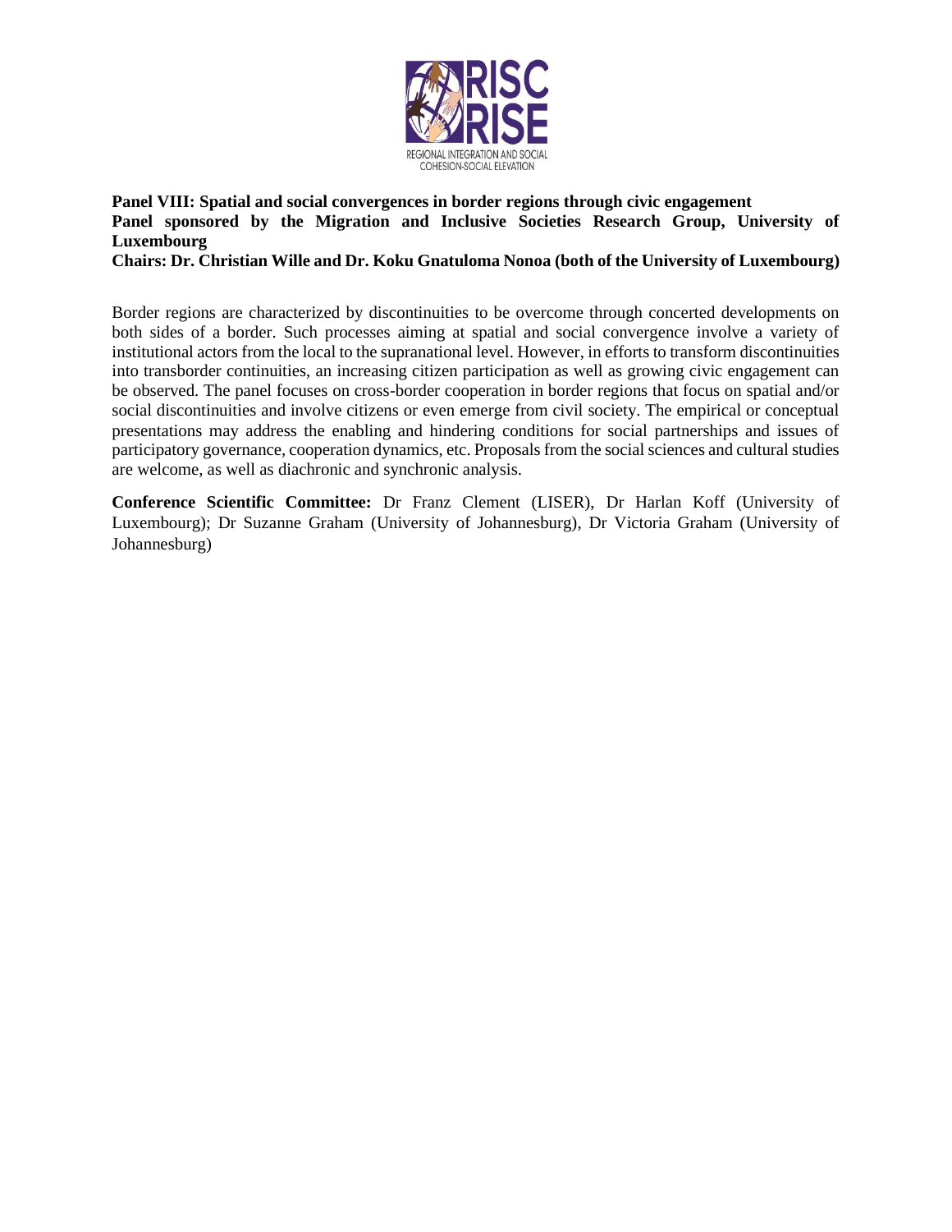**Panel VIII: Spatial and social convergences in border regions through civic engagement**
**Panel sponsored by the Migration and Inclusive Societies Research Group, University of Luxembourg**
**Chairs: Dr. Christian Wille and Dr. Koku Gnatuloma Nonoa (both of the University of Luxembourg)**

Border regions are characterized by discontinuities to be overcome through concerted developments on both sides of a border. Such processes aiming at spatial and social convergence involve a variety of institutional actors from the local to the supranational level. However, in efforts to transform discontinuities into transborder continuities, an increasing citizen participation as well as growing civic engagement can be observed. The panel focuses on cross-border cooperation in border regions that focus on spatial and/or social discontinuities and involve citizens or even emerge from civil society. The empirical or conceptual presentations may address the enabling and hindering conditions for social partnerships and issues of participatory governance, cooperation dynamics, etc. Proposals from the social sciences and cultural studies are welcome, as well as diachronic and synchronic analysis.

**Conference Scientific Committee:** Dr Franz Clement (LISER), Dr Harlan Koff (University of Luxembourg); Dr Suzanne Graham (University of Johannesburg), Dr Victoria Graham (University of Johannesburg)